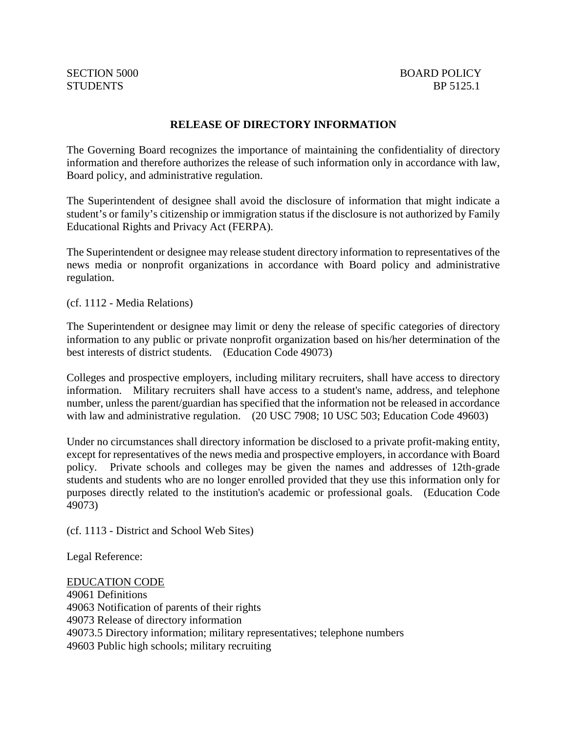SECTION 5000
STUDENTS

BOARD POLICY
BP 5125.1

# RELEASE OF DIRECTORY INFORMATION

The Governing Board recognizes the importance of maintaining the confidentiality of directory information and therefore authorizes the release of such information only in accordance with law, Board policy, and administrative regulation.

The Superintendent of designee shall avoid the disclosure of information that might indicate a student's or family's citizenship or immigration status if the disclosure is not authorized by Family Educational Rights and Privacy Act (FERPA).

The Superintendent or designee may release student directory information to representatives of the news media or nonprofit organizations in accordance with Board policy and administrative regulation.

(cf. 1112 - Media Relations)

The Superintendent or designee may limit or deny the release of specific categories of directory information to any public or private nonprofit organization based on his/her determination of the best interests of district students. (Education Code 49073)

Colleges and prospective employers, including military recruiters, shall have access to directory information. Military recruiters shall have access to a student's name, address, and telephone number, unless the parent/guardian has specified that the information not be released in accordance with law and administrative regulation. (20 USC 7908; 10 USC 503; Education Code 49603)

Under no circumstances shall directory information be disclosed to a private profit-making entity, except for representatives of the news media and prospective employers, in accordance with Board policy. Private schools and colleges may be given the names and addresses of 12th-grade students and students who are no longer enrolled provided that they use this information only for purposes directly related to the institution's academic or professional goals. (Education Code 49073)

(cf. 1113 - District and School Web Sites)

Legal Reference:

EDUCATION CODE
49061 Definitions
49063 Notification of parents of their rights
49073 Release of directory information
49073.5 Directory information; military representatives; telephone numbers
49603 Public high schools; military recruiting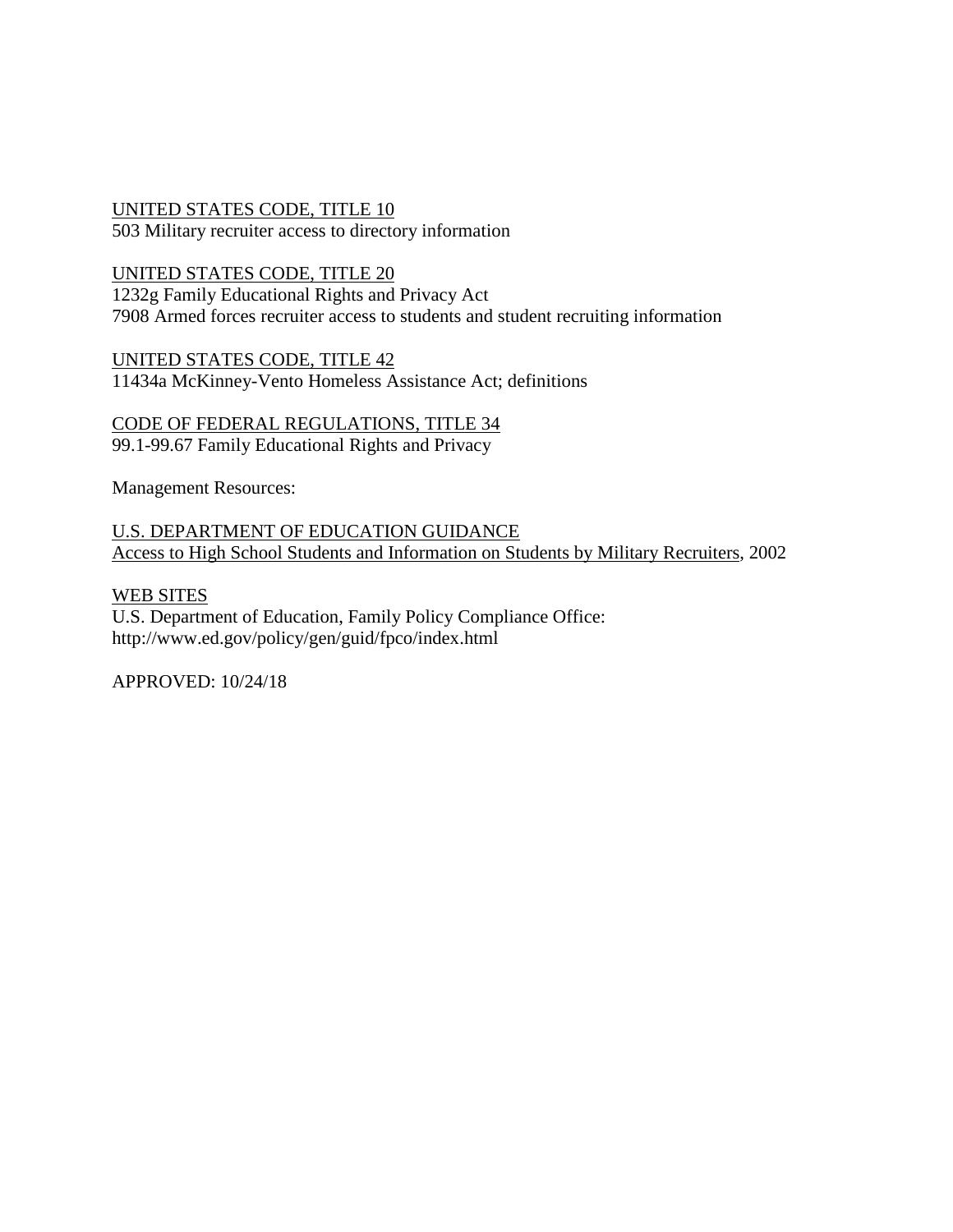UNITED STATES CODE, TITLE 10
503 Military recruiter access to directory information

UNITED STATES CODE, TITLE 20
1232g Family Educational Rights and Privacy Act
7908 Armed forces recruiter access to students and student recruiting information

UNITED STATES CODE, TITLE 42
11434a McKinney-Vento Homeless Assistance Act; definitions

CODE OF FEDERAL REGULATIONS, TITLE 34
99.1-99.67 Family Educational Rights and Privacy

Management Resources:

U.S. DEPARTMENT OF EDUCATION GUIDANCE
Access to High School Students and Information on Students by Military Recruiters, 2002

WEB SITES
U.S. Department of Education, Family Policy Compliance Office:
http://www.ed.gov/policy/gen/guid/fpco/index.html

APPROVED: 10/24/18